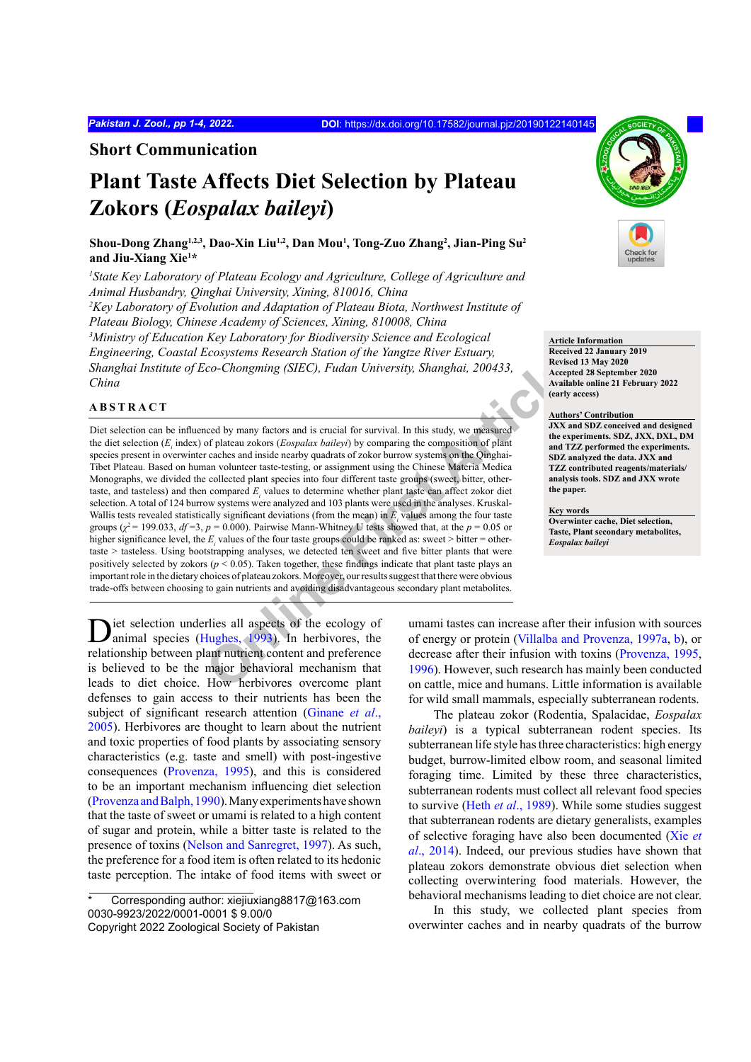Short Communication

# Plant Taste Affects Diet Selection by Plateau Zokors (*Eospalax baileyi*)

**Shou-Dong Zhang[1,2,3], Dao-Xin Liu[1,2], Dan Mou[1], Tong-Zuo Zhang[2], Jian-Ping Su[2] and Jiu-Xiang Xie[1]***

[1]*State Key Laboratory of Plateau Ecology and Agriculture, College of Agriculture and Animal Husbandry, Qinghai University, Xining, 810016, China*
[2]*Key Laboratory of Evolution and Adaptation of Plateau Biota, Northwest Institute of Plateau Biology, Chinese Academy of Sciences, Xining, 810008, China*
[3]*Ministry of Education Key Laboratory for Biodiversity Science and Ecological Engineering, Coastal Ecosystems Research Station of the Yangtze River Estuary, Shanghai Institute of Eco-Chongming (SIEC), Fudan University, Shanghai, 200433, China*

**Article Information**
Received 22 January 2019
Revised 13 May 2020
Accepted 28 September 2020
Available online 21 February 2022 (early access)

**Authors' Contribution**
JXX and SDZ conceived and designed the experiments. SDZ, JXX, DXL, DM and TZZ performed the experiments. SDZ analyzed the data. JXX and TZZ contributed reagents/materials/analysis tools. SDZ and JXX wrote the paper.

**Key words**
Overwinter cache, Diet selection, Taste, Plant secondary metabolites, *Eospalax baileyi*

## ABSTRACT

Diet selection can be influenced by many factors and is crucial for survival. In this study, we measured the diet selection ($E_i$ index) of plateau zokors (*Eospalax baileyi*) by comparing the composition of plant species present in overwinter caches and inside nearby quadrats of zokor burrow systems on the Qinghai-Tibet Plateau. Based on human volunteer taste-testing, or assignment using the Chinese Materia Medica Monographs, we divided the collected plant species into four different taste groups (sweet, bitter, other-taste, and tasteless) and then compared $E_i$ values to determine whether plant taste can affect zokor diet selection. A total of 124 burrow systems were analyzed and 103 plants were used in the analyses. Kruskal-Wallis tests revealed statistically significant deviations (from the mean) in $E_i$ values among the four taste groups ($\chi^2 = 199.033$, $df = 3$, $p = 0.000$). Pairwise Mann-Whitney U tests showed that, at the $p = 0.05$ or higher significance level, the $E_i$ values of the four taste groups could be ranked as: sweet > bitter = other-taste > tasteless. Using bootstrapping analyses, we detected ten sweet and five bitter plants that were positively selected by zokors ($p < 0.05$). Taken together, these findings indicate that plant taste plays an important role in the dietary choices of plateau zokors. Moreover, our results suggest that there were obvious trade-offs between choosing to gain nutrients and avoiding disadvantageous secondary plant metabolites.

Diet selection underlies all aspects of the ecology of animal species (Hughes, 1993). In herbivores, the relationship between plant nutrient content and preference is believed to be the major behavioral mechanism that leads to diet choice. How herbivores overcome plant defenses to gain access to their nutrients has been the subject of significant research attention (Ginane *et al.*, 2005). Herbivores are thought to learn about the nutrient and toxic properties of food plants by associating sensory characteristics (e.g. taste and smell) with post-ingestive consequences (Provenza, 1995), and this is considered to be an important mechanism influencing diet selection (Provenza and Balph, 1990). Many experiments have shown that the taste of sweet or umami is related to a high content of sugar and protein, while a bitter taste is related to the presence of toxins (Nelson and Sanregret, 1997). As such, the preference for a food item is often related to its hedonic taste perception. The intake of food items with sweet or umami tastes can increase after their infusion with sources of energy or protein (Villalba and Provenza, 1997a, b), or decrease after their infusion with toxins (Provenza, 1995, 1996). However, such research has mainly been conducted on cattle, mice and humans. Little information is available for wild small mammals, especially subterranean rodents.

The plateau zokor (Rodentia, Spalacidae, *Eospalax baileyi*) is a typical subterranean rodent species. Its subterranean life style has three characteristics: high energy budget, burrow-limited elbow room, and seasonal limited foraging time. Limited by these three characteristics, subterranean rodents must collect all relevant food species to survive (Heth *et al.*, 1989). While some studies suggest that subterranean rodents are dietary generalists, examples of selective foraging have also been documented (Xie *et al.*, 2014). Indeed, our previous studies have shown that plateau zokors demonstrate obvious diet selection when collecting overwintering food materials. However, the behavioral mechanisms leading to diet choice are not clear.

In this study, we collected plant species from overwinter caches and in nearby quadrats of the burrow

\* Corresponding author: xiejiuxiang8817@163.com
0030-9923/2022/0001-0001 $ 9.00/0
Copyright 2022 Zoological Society of Pakistan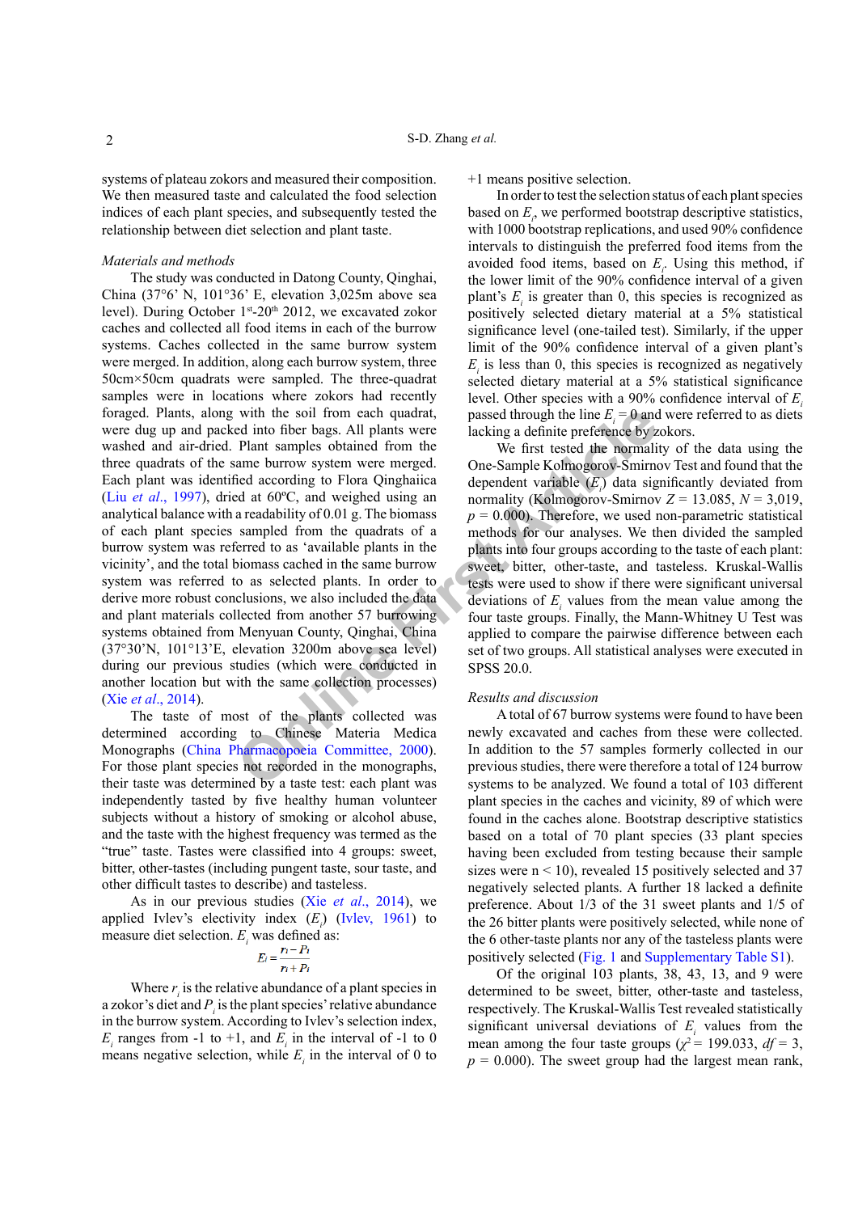systems of plateau zokors and measured their composition. We then measured taste and calculated the food selection indices of each plant species, and subsequently tested the relationship between diet selection and plant taste.

*Materials and methods*

The study was conducted in Datong County, Qinghai, China (37°6' N, 101°36' E, elevation 3,025m above sea level). During October 1st-20th 2012, we excavated zokor caches and collected all food items in each of the burrow systems. Caches collected in the same burrow system were merged. In addition, along each burrow system, three 50cm×50cm quadrats were sampled. The three-quadrat samples were in locations where zokors had recently foraged. Plants, along with the soil from each quadrat, were dug up and packed into fiber bags. All plants were washed and air-dried. Plant samples obtained from the three quadrats of the same burrow system were merged. Each plant was identified according to Flora Qinghaica (Liu *et al*., 1997), dried at 60ºC, and weighed using an analytical balance with a readability of 0.01 g. The biomass of each plant species sampled from the quadrats of a burrow system was referred to as 'available plants in the vicinity', and the total biomass cached in the same burrow system was referred to as selected plants. In order to derive more robust conclusions, we also included the data and plant materials collected from another 57 burrowing systems obtained from Menyuan County, Qinghai, China (37°30'N, 101°13'E, elevation 3200m above sea level) during our previous studies (which were conducted in another location but with the same collection processes) (Xie *et al*., 2014).

The taste of most of the plants collected was determined according to Chinese Materia Medica Monographs (China Pharmacopoeia Committee, 2000). For those plant species not recorded in the monographs, their taste was determined by a taste test: each plant was independently tasted by five healthy human volunteer subjects without a history of smoking or alcohol abuse, and the taste with the highest frequency was termed as the "true" taste. Tastes were classified into 4 groups: sweet, bitter, other-tastes (including pungent taste, sour taste, and other difficult tastes to describe) and tasteless.

As in our previous studies (Xie *et al*., 2014), we applied Ivlev's electivity index ($E_i$) (Ivlev, 1961) to measure diet selection. $E_i$ was defined as:

$$E_i = \frac{r_i - P_i}{r_i + P_i}$$

Where $r_i$ is the relative abundance of a plant species in a zokor's diet and $P_i$ is the plant species' relative abundance in the burrow system. According to Ivlev's selection index, $E_i$ ranges from -1 to +1, and $E_i$ in the interval of -1 to 0 means negative selection, while $E_i$ in the interval of 0 to +1 means positive selection.

In order to test the selection status of each plant species based on $E_i$, we performed bootstrap descriptive statistics, with 1000 bootstrap replications, and used 90% confidence intervals to distinguish the preferred food items from the avoided food items, based on $E_i$. Using this method, if the lower limit of the 90% confidence interval of a given plant's $E_i$ is greater than 0, this species is recognized as positively selected dietary material at a 5% statistical significance level (one-tailed test). Similarly, if the upper limit of the 90% confidence interval of a given plant's $E_i$ is less than 0, this species is recognized as negatively selected dietary material at a 5% statistical significance level. Other species with a 90% confidence interval of $E_i$ passed through the line $E_i = 0$ and were referred to as diets lacking a definite preference by zokors.

We first tested the normality of the data using the One-Sample Kolmogorov-Smirnov Test and found that the dependent variable ($E_i$) data significantly deviated from normality (Kolmogorov-Smirnov $Z = 13.085$, $N = 3{,}019$, $p = 0.000$). Therefore, we used non-parametric statistical methods for our analyses. We then divided the sampled plants into four groups according to the taste of each plant: sweet, bitter, other-taste, and tasteless. Kruskal-Wallis tests were used to show if there were significant universal deviations of $E_i$ values from the mean value among the four taste groups. Finally, the Mann-Whitney U Test was applied to compare the pairwise difference between each set of two groups. All statistical analyses were executed in SPSS 20.0.

*Results and discussion*

A total of 67 burrow systems were found to have been newly excavated and caches from these were collected. In addition to the 57 samples formerly collected in our previous studies, there were therefore a total of 124 burrow systems to be analyzed. We found a total of 103 different plant species in the caches and vicinity, 89 of which were found in the caches alone. Bootstrap descriptive statistics based on a total of 70 plant species (33 plant species having been excluded from testing because their sample sizes were n < 10), revealed 15 positively selected and 37 negatively selected plants. A further 18 lacked a definite preference. About 1/3 of the 31 sweet plants and 1/5 of the 26 bitter plants were positively selected, while none of the 6 other-taste plants nor any of the tasteless plants were positively selected (Fig. 1 and Supplementary Table S1).

Of the original 103 plants, 38, 43, 13, and 9 were determined to be sweet, bitter, other-taste and tasteless, respectively. The Kruskal-Wallis Test revealed statistically significant universal deviations of $E_i$ values from the mean among the four taste groups ($\chi^2 = 199.033$, $df = 3$, $p = 0.000$). The sweet group had the largest mean rank,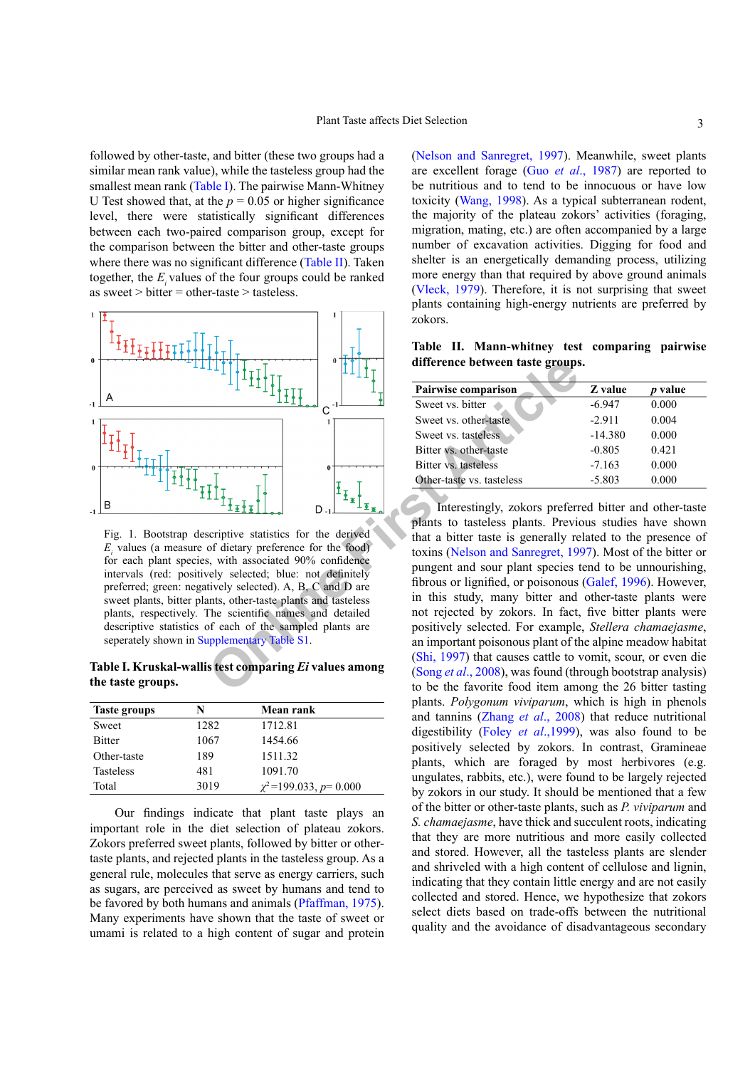followed by other-taste, and bitter (these two groups had a similar mean rank value), while the tasteless group had the smallest mean rank (Table I). The pairwise Mann-Whitney U Test showed that, at the $p$ = 0.05 or higher significance level, there were statistically significant differences between each two-paired comparison group, except for the comparison between the bitter and other-taste groups where there was no significant difference (Table II). Taken together, the $E_i$ values of the four groups could be ranked as sweet > bitter = other-taste > tasteless.

Fig. 1. Bootstrap descriptive statistics for the derived $E_i$ values (a measure of dietary preference for the food) for each plant species, with associated 90% confidence intervals (red: positively selected; blue: not definitely preferred; green: negatively selected). A, B, C and D are sweet plants, bitter plants, other-taste plants and tasteless plants, respectively. The scientific names and detailed descriptive statistics of each of the sampled plants are seperately shown in Supplementary Table S1.

**Table I. Kruskal-wallis test comparing *Ei* values among the taste groups.**

| Taste groups | N | Mean rank |
|---|---|---|
| Sweet | 1282 | 1712.81 |
| Bitter | 1067 | 1454.66 |
| Other-taste | 189 | 1511.32 |
| Tasteless | 481 | 1091.70 |
| Total | 3019 | $\chi^2$=199.033, $p$= 0.000 |

Our findings indicate that plant taste plays an important role in the diet selection of plateau zokors. Zokors preferred sweet plants, followed by bitter or other-taste plants, and rejected plants in the tasteless group. As a general rule, molecules that serve as energy carriers, such as sugars, are perceived as sweet by humans and tend to be favored by both humans and animals (Pfaffman, 1975). Many experiments have shown that the taste of sweet or umami is related to a high content of sugar and protein (Nelson and Sanregret, 1997). Meanwhile, sweet plants are excellent forage (Guo *et al.*, 1987) are reported to be nutritious and to tend to be innocuous or have low toxicity (Wang, 1998). As a typical subterranean rodent, the majority of the plateau zokors' activities (foraging, migration, mating, etc.) are often accompanied by a large number of excavation activities. Digging for food and shelter is an energetically demanding process, utilizing more energy than that required by above ground animals (Vleck, 1979). Therefore, it is not surprising that sweet plants containing high-energy nutrients are preferred by zokors.

**Table II. Mann-whitney test comparing pairwise difference between taste groups.**

| Pairwise comparison | Z value | $p$ value |
|---|---|---|
| Sweet vs. bitter | -6.947 | 0.000 |
| Sweet vs. other-taste | -2.911 | 0.004 |
| Sweet vs. tasteless | -14.380 | 0.000 |
| Bitter vs. other-taste | -0.805 | 0.421 |
| Bitter vs. tasteless | -7.163 | 0.000 |
| Other-taste vs. tasteless | -5.803 | 0.000 |

Interestingly, zokors preferred bitter and other-taste plants to tasteless plants. Previous studies have shown that a bitter taste is generally related to the presence of toxins (Nelson and Sanregret, 1997). Most of the bitter or pungent and sour plant species tend to be unnourishing, fibrous or lignified, or poisonous (Galef, 1996). However, in this study, many bitter and other-taste plants were not rejected by zokors. In fact, five bitter plants were positively selected. For example, *Stellera chamaejasme*, an important poisonous plant of the alpine meadow habitat (Shi, 1997) that causes cattle to vomit, scour, or even die (Song *et al.*, 2008), was found (through bootstrap analysis) to be the favorite food item among the 26 bitter tasting plants. *Polygonum viviparum*, which is high in phenols and tannins (Zhang *et al.*, 2008) that reduce nutritional digestibility (Foley *et al.*,1999), was also found to be positively selected by zokors. In contrast, Gramineae plants, which are foraged by most herbivores (e.g. ungulates, rabbits, etc.), were found to be largely rejected by zokors in our study. It should be mentioned that a few of the bitter or other-taste plants, such as *P. viviparum* and *S. chamaejasme*, have thick and succulent roots, indicating that they are more nutritious and more easily collected and stored. However, all the tasteless plants are slender and shriveled with a high content of cellulose and lignin, indicating that they contain little energy and are not easily collected and stored. Hence, we hypothesize that zokors select diets based on trade-offs between the nutritional quality and the avoidance of disadvantageous secondary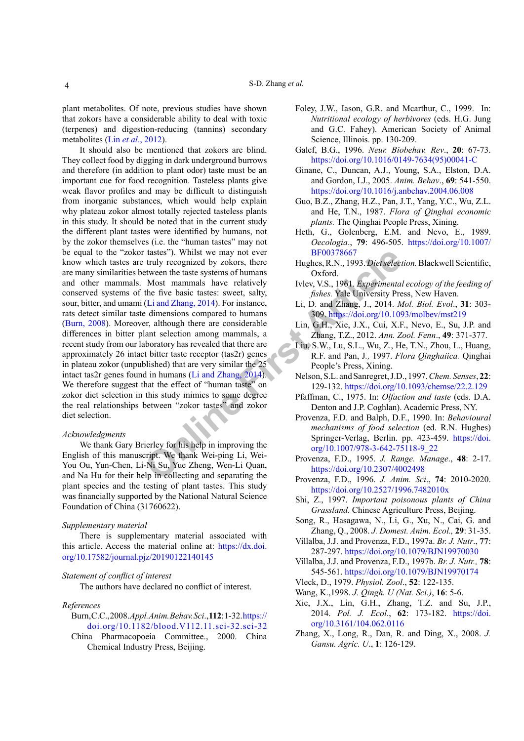plant metabolites. Of note, previous studies have shown that zokors have a considerable ability to deal with toxic (terpenes) and digestion-reducing (tannins) secondary metabolites (Lin *et al*., 2012).

It should also be mentioned that zokors are blind. They collect food by digging in dark underground burrows and therefore (in addition to plant odor) taste must be an important cue for food recognition. Tasteless plants give weak flavor profiles and may be difficult to distinguish from inorganic substances, which would help explain why plateau zokor almost totally rejected tasteless plants in this study. It should be noted that in the current study the different plant tastes were identified by humans, not by the zokor themselves (i.e. the "human tastes" may not be equal to the "zokor tastes"). Whilst we may not ever know which tastes are truly recognized by zokors, there are many similarities between the taste systems of humans and other mammals. Most mammals have relatively conserved systems of the five basic tastes: sweet, salty, sour, bitter, and umami (Li and Zhang, 2014). For instance, rats detect similar taste dimensions compared to humans (Burn, 2008). Moreover, although there are considerable differences in bitter plant selection among mammals, a recent study from our laboratory has revealed that there are approximately 26 intact bitter taste receptor (tas2r) genes in plateau zokor (unpublished) that are very similar the 25 intact tas2r genes found in humans (Li and Zhang, 2014). We therefore suggest that the effect of "human taste" on zokor diet selection in this study mimics to some degree the real relationships between "zokor tastes" and zokor diet selection.

*Acknowledgments*

We thank Gary Brierley for his help in improving the English of this manuscript. We thank Wei-ping Li, Wei-You Ou, Yun-Chen, Li-Ni Su, Yue Zheng, Wen-Li Quan, and Na Hu for their help in collecting and separating the plant species and the testing of plant tastes. This study was financially supported by the National Natural Science Foundation of China (31760622).

*Supplementary material*

There is supplementary material associated with this article. Access the material online at: https://dx.doi.org/10.17582/journal.pjz/20190122140145

*Statement of conflict of interest*

The authors have declared no conflict of interest.

*References*

Burn, C.C., 2008. *Appl. Anim. Behav. Sci*., **112**: 1-32. https://doi.org/10.1182/blood.V112.11.sci-32.sci-32

China Pharmacopoeia Committee., 2000. China Chemical Industry Press, Beijing.

Foley, J.W., Iason, G.R. and Mcarthur, C., 1999. In: *Nutritional ecology of herbivores* (eds. H.G. Jung and G.C. Fahey). American Society of Animal Science, Illinois. pp. 130-209.

Galef, B.G., 1996. *Neur. Biobehav. Rev*., **20**: 67-73. https://doi.org/10.1016/0149-7634(95)00041-C

Ginane, C., Duncan, A.J., Young, S.A., Elston, D.A. and Gordon, I.J., 2005. *Anim. Behav*., **69**: 541-550. https://doi.org/10.1016/j.anbehav.2004.06.008

Guo, B.Z., Zhang, H.Z., Pan, J.T., Yang, Y.C., Wu, Z.L. and He, T.N., 1987. *Flora of Qinghai economic plants.* The Qinghai People Press, Xining.

Heth, G., Golenberg, E.M. and Nevo, E., 1989. *Oecologia*., **79**: 496-505. https://doi.org/10.1007/BF00378667

Hughes, R.N., 1993. *Diet selection.* Blackwell Scientific, Oxford.

Ivlev, V.S., 1961. *Experimental ecology of the feeding of fishes.* Yale University Press, New Haven.

Li, D. and Zhang, J., 2014. *Mol. Biol. Evol*., **31**: 303-309. https://doi.org/10.1093/molbev/mst219

Lin, G.H., Xie, J.X., Cui, X.F., Nevo, E., Su, J.P. and Zhang, T.Z., 2012. *Ann. Zool. Fenn*., **49**: 371-377.

Liu, S.W., Lu, S.L., Wu, Z., He, T.N., Zhou, L., Huang, R.F. and Pan, J., 1997. *Flora Qinghaiica.* Qinghai People's Press, Xining.

Nelson, S.L. and Sanregret, J.D., 1997. *Chem. Senses*, **22**: 129-132. https://doi.org/10.1093/chemse/22.2.129

Pfaffman, C., 1975. In: *Olfaction and taste* (eds. D.A. Denton and J.P. Coghlan). Academic Press, NY.

Provenza, F.D. and Balph, D.F., 1990. In: *Behavioural mechanisms of food selection* (ed. R.N. Hughes) Springer-Verlag, Berlin. pp. 423-459. https://doi.org/10.1007/978-3-642-75118-9_22

Provenza, F.D., 1995. *J. Range. Manage*., **48**: 2-17. https://doi.org/10.2307/4002498

Provenza, F.D., 1996. *J. Anim. Sci*., **74**: 2010-2020. https://doi.org/10.2527/1996.7482010x

Shi, Z., 1997. *Important poisonous plants of China Grassland.* Chinese Agriculture Press, Beijing.

Song, R., Hasagawa, N., Li, G., Xu, N., Cai, G. and Zhang, Q., 2008. *J. Domest. Anim. Ecol.,* **29**: 31-35.

Villalba, J.J. and Provenza, F.D., 1997a. *Br. J. Nutr*., **77**: 287-297. https://doi.org/10.1079/BJN19970030

Villalba, J.J. and Provenza, F.D., 1997b. *Br. J. Nutr.,* **78**: 545-561. https://doi.org/10.1079/BJN19970174

Vleck, D., 1979. *Physiol. Zool*., **52**: 122-135.

Wang, K.,1998. *J. Qingh. U (Nat. Sci.)*, **16**: 5-6.

Xie, J.X., Lin, G.H., Zhang, T.Z. and Su, J.P., 2014. *Pol. J. Ecol*., **62**: 173-182. https://doi.org/10.3161/104.062.0116

Zhang, X., Long, R., Dan, R. and Ding, X., 2008. *J. Gansu. Agric. U*., **1**: 126-129.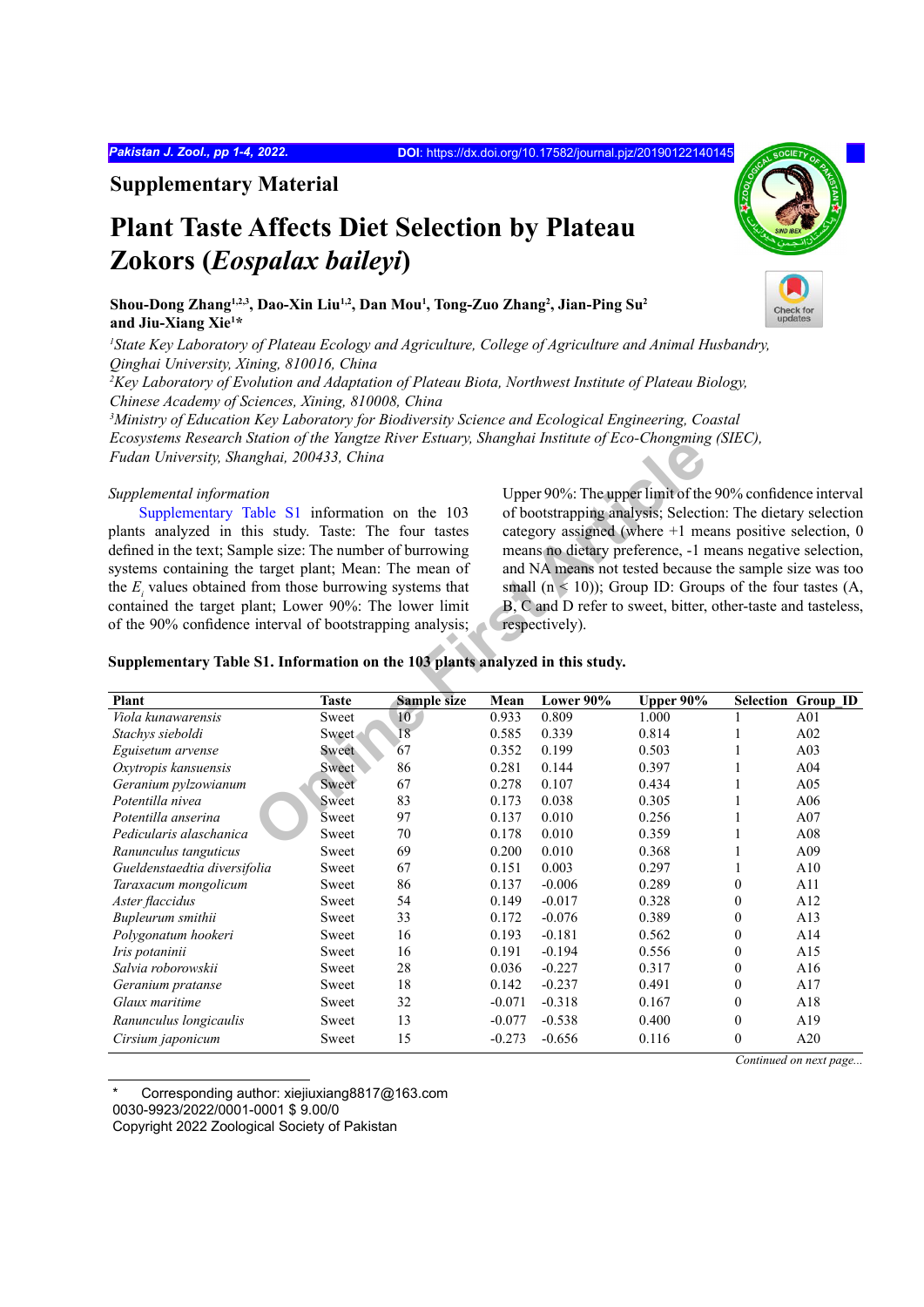## Supplementary Material

# Plant Taste Affects Diet Selection by Plateau Zokors (*Eospalax baileyi*)

**Shou-Dong Zhang[1,2,3], Dao-Xin Liu[1,2], Dan Mou[1], Tong-Zuo Zhang[2], Jian-Ping Su[2] and Jiu-Xiang Xie[1]***

*[1]State Key Laboratory of Plateau Ecology and Agriculture, College of Agriculture and Animal Husbandry, Qinghai University, Xining, 810016, China*
*[2]Key Laboratory of Evolution and Adaptation of Plateau Biota, Northwest Institute of Plateau Biology, Chinese Academy of Sciences, Xining, 810008, China*
*[3]Ministry of Education Key Laboratory for Biodiversity Science and Ecological Engineering, Coastal Ecosystems Research Station of the Yangtze River Estuary, Shanghai Institute of Eco-Chongming (SIEC), Fudan University, Shanghai, 200433, China*

*Supplemental information*

Supplementary Table S1 information on the 103 plants analyzed in this study. Taste: The four tastes defined in the text; Sample size: The number of burrowing systems containing the target plant; Mean: The mean of the $E_i$ values obtained from those burrowing systems that contained the target plant; Lower 90%: The lower limit of the 90% confidence interval of bootstrapping analysis; Upper 90%: The upper limit of the 90% confidence interval of bootstrapping analysis; Selection: The dietary selection category assigned (where +1 means positive selection, 0 means no dietary preference, -1 means negative selection, and NA means not tested because the sample size was too small (n < 10)); Group ID: Groups of the four tastes (A, B, C and D refer to sweet, bitter, other-taste and tasteless, respectively).

**Supplementary Table S1. Information on the 103 plants analyzed in this study.**

| Plant | Taste | Sample size | Mean | Lower 90% | Upper 90% | Selection | Group_ID |
|---|---|---|---|---|---|---|---|
| *Viola kunawarensis* | Sweet | 10 | 0.933 | 0.809 | 1.000 | 1 | A01 |
| *Stachys sieboldi* | Sweet | 18 | 0.585 | 0.339 | 0.814 | 1 | A02 |
| *Eguisetum arvense* | Sweet | 67 | 0.352 | 0.199 | 0.503 | 1 | A03 |
| *Oxytropis kansuensis* | Sweet | 86 | 0.281 | 0.144 | 0.397 | 1 | A04 |
| *Geranium pylzowianum* | Sweet | 67 | 0.278 | 0.107 | 0.434 | 1 | A05 |
| *Potentilla nivea* | Sweet | 83 | 0.173 | 0.038 | 0.305 | 1 | A06 |
| *Potentilla anserina* | Sweet | 97 | 0.137 | 0.010 | 0.256 | 1 | A07 |
| *Pedicularis alaschanica* | Sweet | 70 | 0.178 | 0.010 | 0.359 | 1 | A08 |
| *Ranunculus tanguticus* | Sweet | 69 | 0.200 | 0.010 | 0.368 | 1 | A09 |
| *Gueldenstaedtia diversifolia* | Sweet | 67 | 0.151 | 0.003 | 0.297 | 1 | A10 |
| *Taraxacum mongolicum* | Sweet | 86 | 0.137 | -0.006 | 0.289 | 0 | A11 |
| *Aster flaccidus* | Sweet | 54 | 0.149 | -0.017 | 0.328 | 0 | A12 |
| *Bupleurum smithii* | Sweet | 33 | 0.172 | -0.076 | 0.389 | 0 | A13 |
| *Polygonatum hookeri* | Sweet | 16 | 0.193 | -0.181 | 0.562 | 0 | A14 |
| *Iris potaninii* | Sweet | 16 | 0.191 | -0.194 | 0.556 | 0 | A15 |
| *Salvia roborowskii* | Sweet | 28 | 0.036 | -0.227 | 0.317 | 0 | A16 |
| *Geranium pratanse* | Sweet | 18 | 0.142 | -0.237 | 0.491 | 0 | A17 |
| *Glaux maritime* | Sweet | 32 | -0.071 | -0.318 | 0.167 | 0 | A18 |
| *Ranunculus longicaulis* | Sweet | 13 | -0.077 | -0.538 | 0.400 | 0 | A19 |
| *Cirsium japonicum* | Sweet | 15 | -0.273 | -0.656 | 0.116 | 0 | A20 |

*Continued on next page...*

\* Corresponding author: xiejiuxiang8817@163.com
0030-9923/2022/0001-0001 $ 9.00/0
Copyright 2022 Zoological Society of Pakistan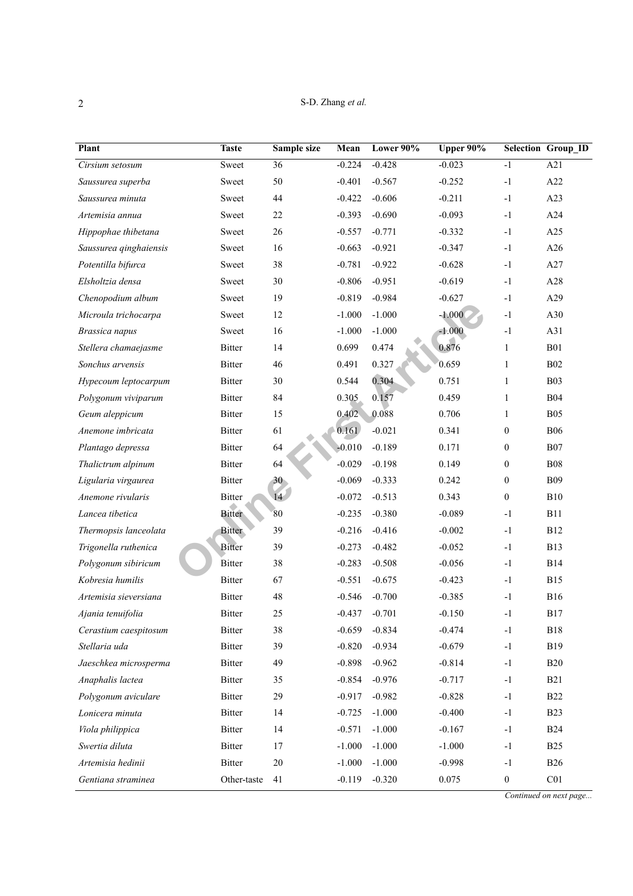| Plant | Taste | Sample size | Mean | Lower 90% | Upper 90% | Selection | Group_ID |
|---|---|---|---|---|---|---|---|
| *Cirsium setosum* | Sweet | 36 | -0.224 | -0.428 | -0.023 | -1 | A21 |
| *Saussurea superba* | Sweet | 50 | -0.401 | -0.567 | -0.252 | -1 | A22 |
| *Saussurea minuta* | Sweet | 44 | -0.422 | -0.606 | -0.211 | -1 | A23 |
| *Artemisia annua* | Sweet | 22 | -0.393 | -0.690 | -0.093 | -1 | A24 |
| *Hippophae thibetana* | Sweet | 26 | -0.557 | -0.771 | -0.332 | -1 | A25 |
| *Saussurea qinghaiensis* | Sweet | 16 | -0.663 | -0.921 | -0.347 | -1 | A26 |
| *Potentilla bifurca* | Sweet | 38 | -0.781 | -0.922 | -0.628 | -1 | A27 |
| *Elsholtzia densa* | Sweet | 30 | -0.806 | -0.951 | -0.619 | -1 | A28 |
| *Chenopodium album* | Sweet | 19 | -0.819 | -0.984 | -0.627 | -1 | A29 |
| *Microula trichocarpa* | Sweet | 12 | -1.000 | -1.000 | -1.000 | -1 | A30 |
| *Brassica napus* | Sweet | 16 | -1.000 | -1.000 | -1.000 | -1 | A31 |
| *Stellera chamaejasme* | Bitter | 14 | 0.699 | 0.474 | 0.876 | 1 | B01 |
| *Sonchus arvensis* | Bitter | 46 | 0.491 | 0.327 | 0.659 | 1 | B02 |
| *Hypecoum leptocarpum* | Bitter | 30 | 0.544 | 0.304 | 0.751 | 1 | B03 |
| *Polygonum viviparum* | Bitter | 84 | 0.305 | 0.157 | 0.459 | 1 | B04 |
| *Geum aleppicum* | Bitter | 15 | 0.402 | 0.088 | 0.706 | 1 | B05 |
| *Anemone imbricata* | Bitter | 61 | 0.161 | -0.021 | 0.341 | 0 | B06 |
| *Plantago depressa* | Bitter | 64 | -0.010 | -0.189 | 0.171 | 0 | B07 |
| *Thalictrum alpinum* | Bitter | 64 | -0.029 | -0.198 | 0.149 | 0 | B08 |
| *Ligularia virgaurea* | Bitter | 30 | -0.069 | -0.333 | 0.242 | 0 | B09 |
| *Anemone rivularis* | Bitter | 14 | -0.072 | -0.513 | 0.343 | 0 | B10 |
| *Lancea tibetica* | Bitter | 80 | -0.235 | -0.380 | -0.089 | -1 | B11 |
| *Thermopsis lanceolata* | Bitter | 39 | -0.216 | -0.416 | -0.002 | -1 | B12 |
| *Trigonella ruthenica* | Bitter | 39 | -0.273 | -0.482 | -0.052 | -1 | B13 |
| *Polygonum sibiricum* | Bitter | 38 | -0.283 | -0.508 | -0.056 | -1 | B14 |
| *Kobresia humilis* | Bitter | 67 | -0.551 | -0.675 | -0.423 | -1 | B15 |
| *Artemisia sieversiana* | Bitter | 48 | -0.546 | -0.700 | -0.385 | -1 | B16 |
| *Ajania tenuifolia* | Bitter | 25 | -0.437 | -0.701 | -0.150 | -1 | B17 |
| *Cerastium caespitosum* | Bitter | 38 | -0.659 | -0.834 | -0.474 | -1 | B18 |
| *Stellaria uda* | Bitter | 39 | -0.820 | -0.934 | -0.679 | -1 | B19 |
| *Jaeschkea microsperma* | Bitter | 49 | -0.898 | -0.962 | -0.814 | -1 | B20 |
| *Anaphalis lactea* | Bitter | 35 | -0.854 | -0.976 | -0.717 | -1 | B21 |
| *Polygonum aviculare* | Bitter | 29 | -0.917 | -0.982 | -0.828 | -1 | B22 |
| *Lonicera minuta* | Bitter | 14 | -0.725 | -1.000 | -0.400 | -1 | B23 |
| *Viola philippica* | Bitter | 14 | -0.571 | -1.000 | -0.167 | -1 | B24 |
| *Swertia diluta* | Bitter | 17 | -1.000 | -1.000 | -1.000 | -1 | B25 |
| *Artemisia hedinii* | Bitter | 20 | -1.000 | -1.000 | -0.998 | -1 | B26 |
| *Gentiana straminea* | Other-taste | 41 | -0.119 | -0.320 | 0.075 | 0 | C01 |

*Continued on next page...*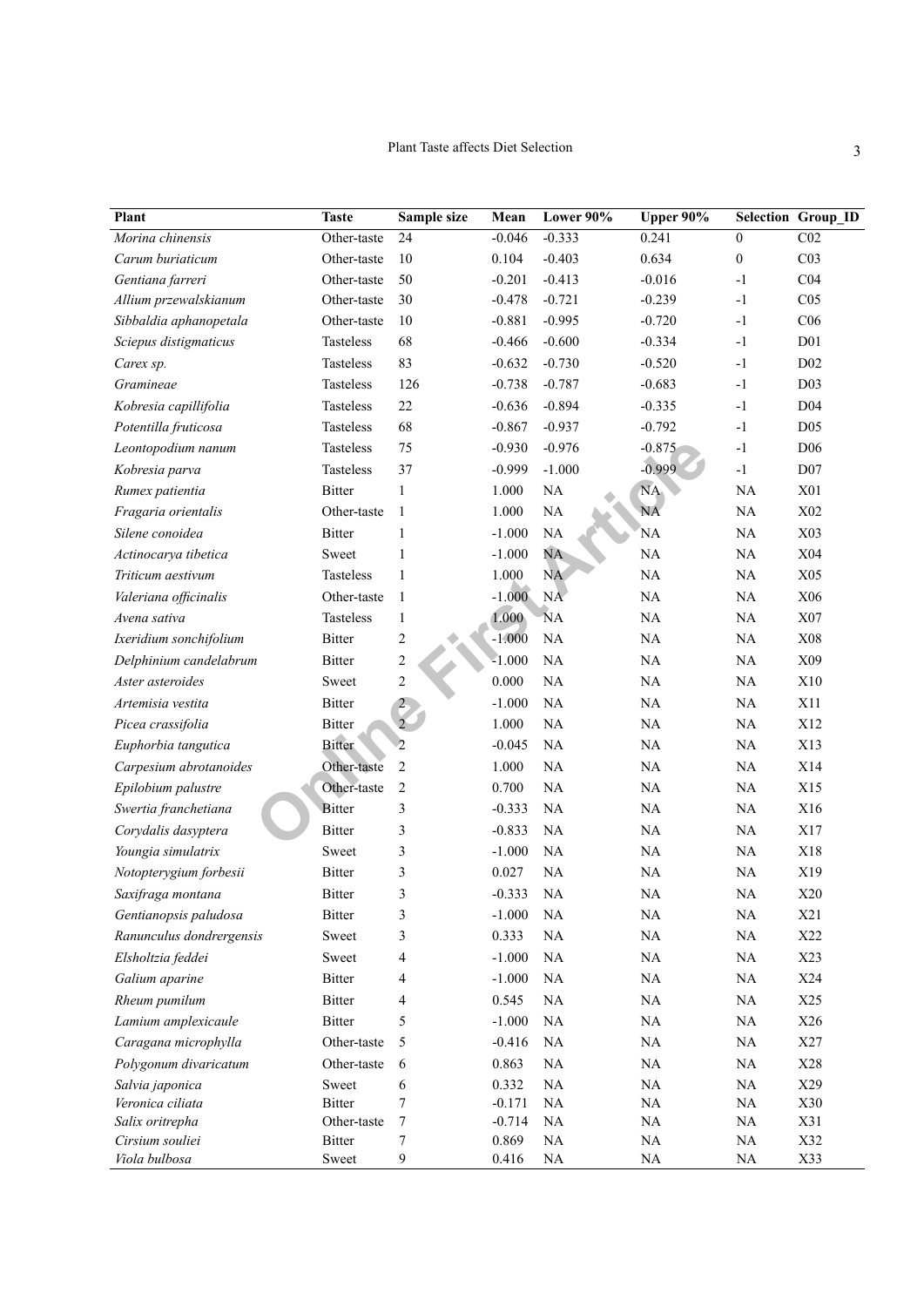| Plant | Taste | Sample size | Mean | Lower 90% | Upper 90% | Selection | Group_ID |
|---|---|---|---|---|---|---|---|
| *Morina chinensis* | Other-taste | 24 | -0.046 | -0.333 | 0.241 | 0 | C02 |
| *Carum buriaticum* | Other-taste | 10 | 0.104 | -0.403 | 0.634 | 0 | C03 |
| *Gentiana farreri* | Other-taste | 50 | -0.201 | -0.413 | -0.016 | -1 | C04 |
| *Allium przewalskianum* | Other-taste | 30 | -0.478 | -0.721 | -0.239 | -1 | C05 |
| *Sibbaldia aphanopetala* | Other-taste | 10 | -0.881 | -0.995 | -0.720 | -1 | C06 |
| *Sciepus distigmaticus* | Tasteless | 68 | -0.466 | -0.600 | -0.334 | -1 | D01 |
| *Carex sp.* | Tasteless | 83 | -0.632 | -0.730 | -0.520 | -1 | D02 |
| *Gramineae* | Tasteless | 126 | -0.738 | -0.787 | -0.683 | -1 | D03 |
| *Kobresia capillifolia* | Tasteless | 22 | -0.636 | -0.894 | -0.335 | -1 | D04 |
| *Potentilla fruticosa* | Tasteless | 68 | -0.867 | -0.937 | -0.792 | -1 | D05 |
| *Leontopodium nanum* | Tasteless | 75 | -0.930 | -0.976 | -0.875 | -1 | D06 |
| *Kobresia parva* | Tasteless | 37 | -0.999 | -1.000 | -0.999 | -1 | D07 |
| *Rumex patientia* | Bitter | 1 | 1.000 | NA | NA | NA | X01 |
| *Fragaria orientalis* | Other-taste | 1 | 1.000 | NA | NA | NA | X02 |
| *Silene conoidea* | Bitter | 1 | -1.000 | NA | NA | NA | X03 |
| *Actinocarya tibetica* | Sweet | 1 | -1.000 | NA | NA | NA | X04 |
| *Triticum aestivum* | Tasteless | 1 | 1.000 | NA | NA | NA | X05 |
| *Valeriana officinalis* | Other-taste | 1 | -1.000 | NA | NA | NA | X06 |
| *Avena sativa* | Tasteless | 1 | 1.000 | NA | NA | NA | X07 |
| *Ixeridium sonchifolium* | Bitter | 2 | -1.000 | NA | NA | NA | X08 |
| *Delphinium candelabrum* | Bitter | 2 | -1.000 | NA | NA | NA | X09 |
| *Aster asteroides* | Sweet | 2 | 0.000 | NA | NA | NA | X10 |
| *Artemisia vestita* | Bitter | 2 | -1.000 | NA | NA | NA | X11 |
| *Picea crassifolia* | Bitter | 2 | 1.000 | NA | NA | NA | X12 |
| *Euphorbia tangutica* | Bitter | 2 | -0.045 | NA | NA | NA | X13 |
| *Carpesium abrotanoides* | Other-taste | 2 | 1.000 | NA | NA | NA | X14 |
| *Epilobium palustre* | Other-taste | 2 | 0.700 | NA | NA | NA | X15 |
| *Swertia franchetiana* | Bitter | 3 | -0.333 | NA | NA | NA | X16 |
| *Corydalis dasyptera* | Bitter | 3 | -0.833 | NA | NA | NA | X17 |
| *Youngia simulatrix* | Sweet | 3 | -1.000 | NA | NA | NA | X18 |
| *Notopterygium forbesii* | Bitter | 3 | 0.027 | NA | NA | NA | X19 |
| *Saxifraga montana* | Bitter | 3 | -0.333 | NA | NA | NA | X20 |
| *Gentianopsis paludosa* | Bitter | 3 | -1.000 | NA | NA | NA | X21 |
| *Ranunculus dondrergensis* | Sweet | 3 | 0.333 | NA | NA | NA | X22 |
| *Elsholtzia feddei* | Sweet | 4 | -1.000 | NA | NA | NA | X23 |
| *Galium aparine* | Bitter | 4 | -1.000 | NA | NA | NA | X24 |
| *Rheum pumilum* | Bitter | 4 | 0.545 | NA | NA | NA | X25 |
| *Lamium amplexicaule* | Bitter | 5 | -1.000 | NA | NA | NA | X26 |
| *Caragana microphylla* | Other-taste | 5 | -0.416 | NA | NA | NA | X27 |
| *Polygonum divaricatum* | Other-taste | 6 | 0.863 | NA | NA | NA | X28 |
| *Salvia japonica* | Sweet | 6 | 0.332 | NA | NA | NA | X29 |
| *Veronica ciliata* | Bitter | 7 | -0.171 | NA | NA | NA | X30 |
| *Salix oritrepha* | Other-taste | 7 | -0.714 | NA | NA | NA | X31 |
| *Cirsium souliei* | Bitter | 7 | 0.869 | NA | NA | NA | X32 |
| *Viola bulbosa* | Sweet | 9 | 0.416 | NA | NA | NA | X33 |